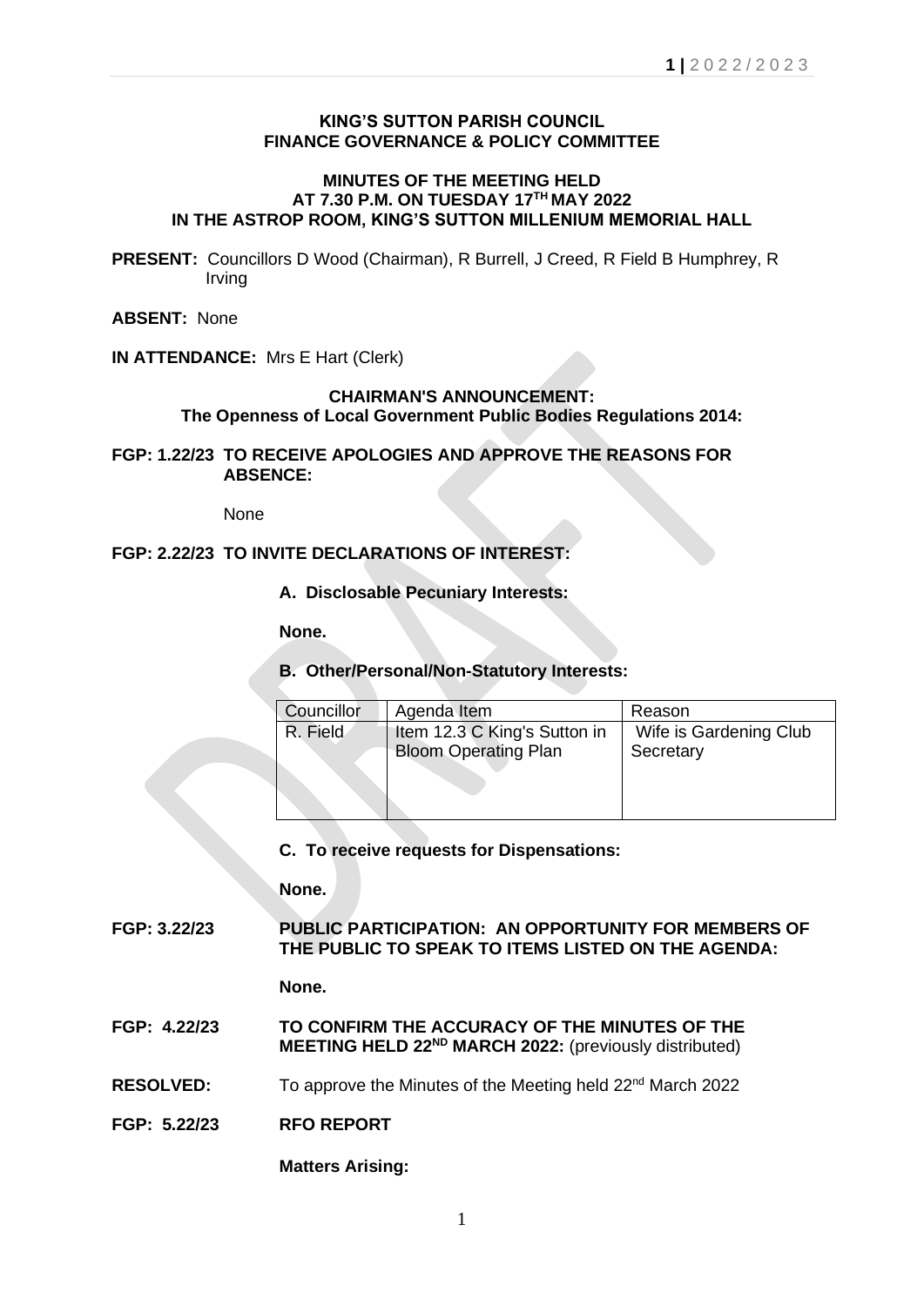**KING'S SUTTON PARISH COUNCIL**
**FINANCE GOVERNANCE & POLICY COMMITTEE**

**MINUTES OF THE MEETING HELD**
**AT 7.30 P.M. ON TUESDAY 17TH MAY 2022**
**IN THE ASTROP ROOM, KING'S SUTTON MILLENIUM MEMORIAL HALL**

**PRESENT:** Councillors D Wood (Chairman), R Burrell, J Creed, R Field B Humphrey, R Irving

**ABSENT:** None

**IN ATTENDANCE:** Mrs E Hart (Clerk)

**CHAIRMAN'S ANNOUNCEMENT:**
**The Openness of Local Government Public Bodies Regulations 2014:**

**FGP: 1.22/23 TO RECEIVE APOLOGIES AND APPROVE THE REASONS FOR ABSENCE:**

None

**FGP: 2.22/23 TO INVITE DECLARATIONS OF INTEREST:**

**A. Disclosable Pecuniary Interests:**

**None.**

**B. Other/Personal/Non-Statutory Interests:**

| Councillor | Agenda Item | Reason |
|---|---|---|
| R. Field | Item 12.3 C King's Sutton in Bloom Operating Plan | Wife is Gardening Club Secretary |

**C. To receive requests for Dispensations:**

**None.**

**FGP: 3.22/23 PUBLIC PARTICIPATION: AN OPPORTUNITY FOR MEMBERS OF THE PUBLIC TO SPEAK TO ITEMS LISTED ON THE AGENDA:**

**None.**

**FGP: 4.22/23 TO CONFIRM THE ACCURACY OF THE MINUTES OF THE MEETING HELD 22ND MARCH 2022:** (previously distributed)

**RESOLVED:** To approve the Minutes of the Meeting held 22nd March 2022

**FGP: 5.22/23 RFO REPORT**

**Matters Arising:**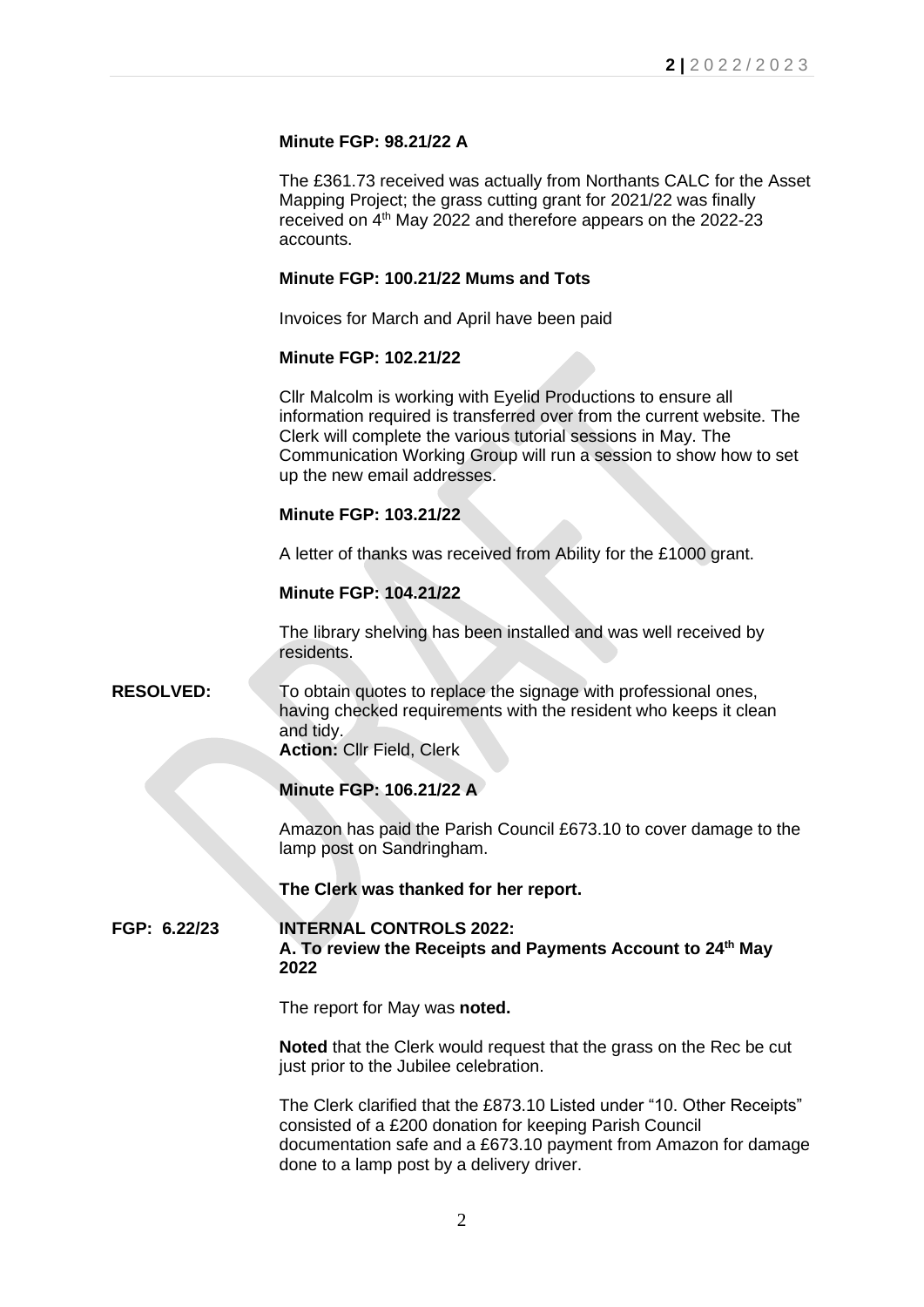**Minute FGP: 98.21/22 A**

The £361.73 received was actually from Northants CALC for the Asset Mapping Project; the grass cutting grant for 2021/22 was finally received on 4th May 2022 and therefore appears on the 2022-23 accounts.

**Minute FGP: 100.21/22 Mums and Tots**

Invoices for March and April have been paid

**Minute FGP: 102.21/22**

Cllr Malcolm is working with Eyelid Productions to ensure all information required is transferred over from the current website. The Clerk will complete the various tutorial sessions in May. The Communication Working Group will run a session to show how to set up the new email addresses.

**Minute FGP: 103.21/22**

A letter of thanks was received from Ability for the £1000 grant.

**Minute FGP: 104.21/22**

The library shelving has been installed and was well received by residents.

**RESOLVED:** To obtain quotes to replace the signage with professional ones, having checked requirements with the resident who keeps it clean and tidy.
**Action:** Cllr Field, Clerk

**Minute FGP: 106.21/22 A**

Amazon has paid the Parish Council £673.10 to cover damage to the lamp post on Sandringham.

**The Clerk was thanked for her report.**

**FGP: 6.22/23 INTERNAL CONTROLS 2022:**
**A. To review the Receipts and Payments Account to 24th May 2022**

The report for May was **noted.**

**Noted** that the Clerk would request that the grass on the Rec be cut just prior to the Jubilee celebration.

The Clerk clarified that the £873.10 Listed under "10. Other Receipts" consisted of a £200 donation for keeping Parish Council documentation safe and a £673.10 payment from Amazon for damage done to a lamp post by a delivery driver.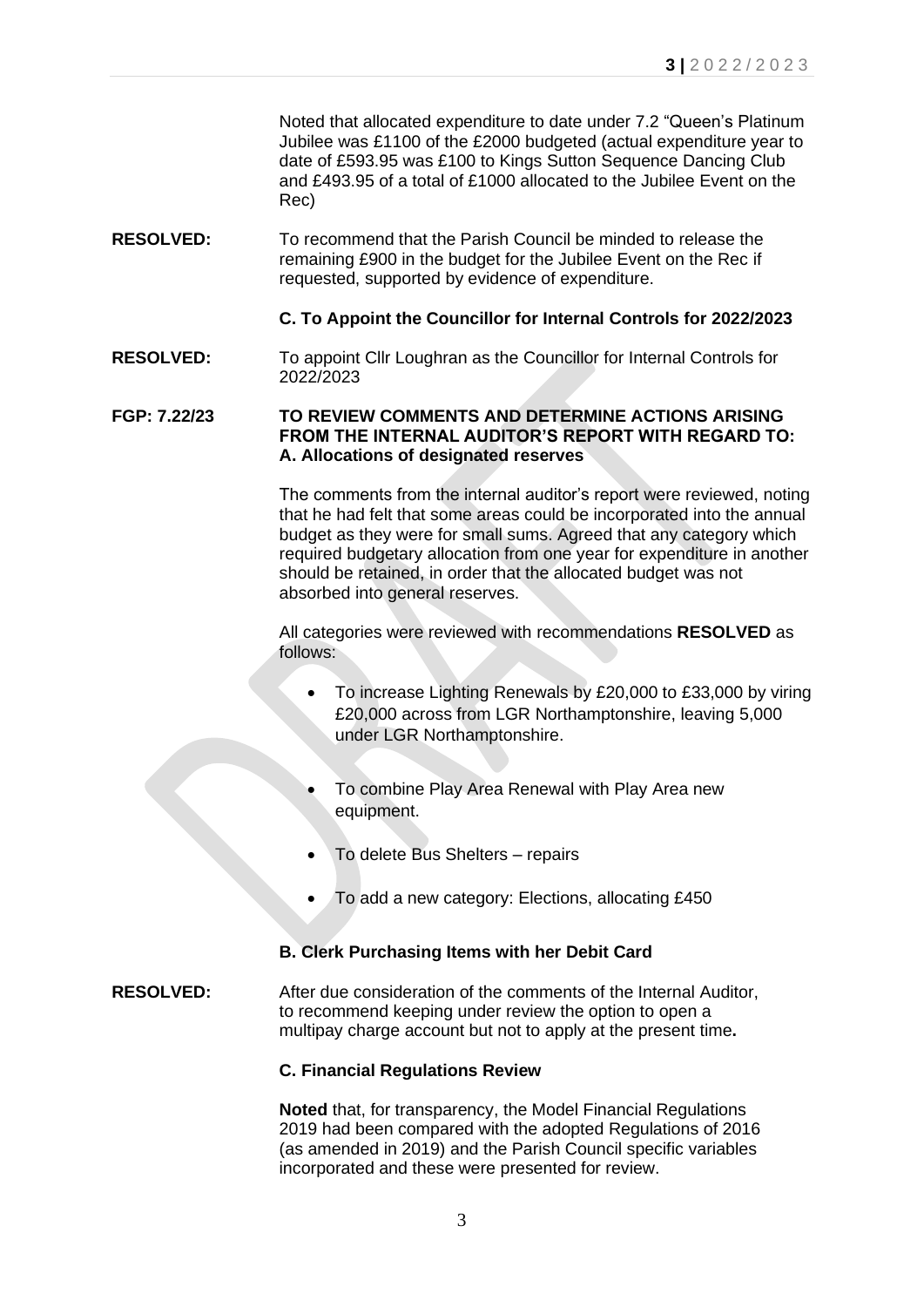Noted that allocated expenditure to date under 7.2 "Queen's Platinum Jubilee was £1100 of the £2000 budgeted (actual expenditure year to date of £593.95 was £100 to Kings Sutton Sequence Dancing Club and £493.95 of a total of £1000 allocated to the Jubilee Event on the Rec)

**RESOLVED:** To recommend that the Parish Council be minded to release the remaining £900 in the budget for the Jubilee Event on the Rec if requested, supported by evidence of expenditure.

**C. To Appoint the Councillor for Internal Controls for 2022/2023**

**RESOLVED:** To appoint Cllr Loughran as the Councillor for Internal Controls for 2022/2023

**FGP: 7.22/23 TO REVIEW COMMENTS AND DETERMINE ACTIONS ARISING FROM THE INTERNAL AUDITOR'S REPORT WITH REGARD TO: A. Allocations of designated reserves**

The comments from the internal auditor's report were reviewed, noting that he had felt that some areas could be incorporated into the annual budget as they were for small sums. Agreed that any category which required budgetary allocation from one year for expenditure in another should be retained, in order that the allocated budget was not absorbed into general reserves.

All categories were reviewed with recommendations **RESOLVED** as follows:

- To increase Lighting Renewals by £20,000 to £33,000 by viring £20,000 across from LGR Northamptonshire, leaving 5,000 under LGR Northamptonshire.
- To combine Play Area Renewal with Play Area new equipment.
- To delete Bus Shelters – repairs
- To add a new category: Elections, allocating £450

**B. Clerk Purchasing Items with her Debit Card**

**RESOLVED:** After due consideration of the comments of the Internal Auditor, to recommend keeping under review the option to open a multipay charge account but not to apply at the present time**.**

**C. Financial Regulations Review**

**Noted** that, for transparency, the Model Financial Regulations 2019 had been compared with the adopted Regulations of 2016 (as amended in 2019) and the Parish Council specific variables incorporated and these were presented for review.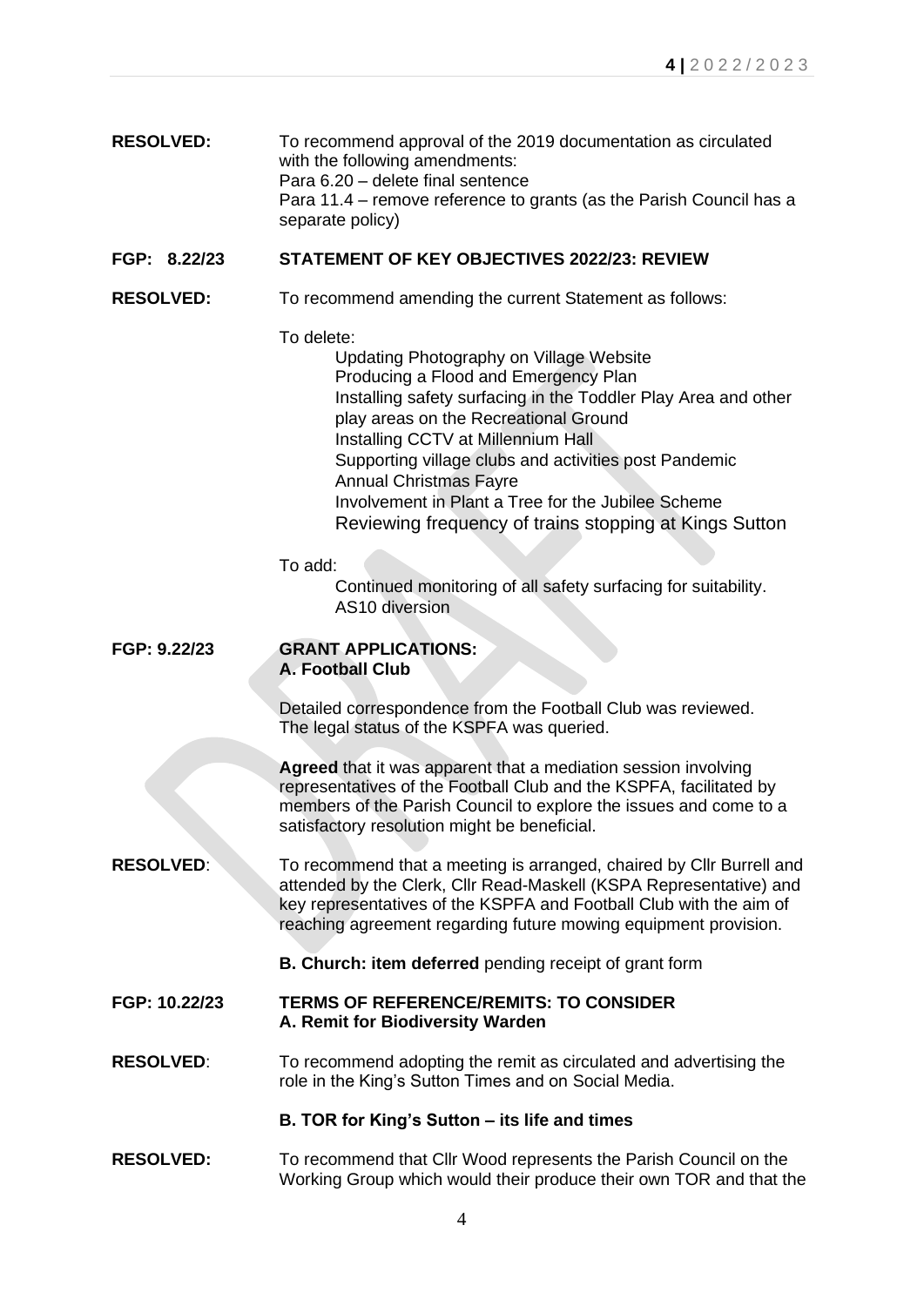**RESOLVED:** To recommend approval of the 2019 documentation as circulated with the following amendments:
Para 6.20 – delete final sentence
Para 11.4 – remove reference to grants (as the Parish Council has a separate policy)

**FGP: 8.22/23 STATEMENT OF KEY OBJECTIVES 2022/23: REVIEW**

**RESOLVED:** To recommend amending the current Statement as follows:

To delete:

- Updating Photography on Village Website
- Producing a Flood and Emergency Plan
- Installing safety surfacing in the Toddler Play Area and other play areas on the Recreational Ground
- Installing CCTV at Millennium Hall
- Supporting village clubs and activities post Pandemic
- Annual Christmas Fayre
- Involvement in Plant a Tree for the Jubilee Scheme
- Reviewing frequency of trains stopping at Kings Sutton

To add:

- Continued monitoring of all safety surfacing for suitability.
- AS10 diversion

**FGP: 9.22/23 GRANT APPLICATIONS:**
**A. Football Club**

Detailed correspondence from the Football Club was reviewed.
The legal status of the KSPFA was queried.

**Agreed** that it was apparent that a mediation session involving representatives of the Football Club and the KSPFA, facilitated by members of the Parish Council to explore the issues and come to a satisfactory resolution might be beneficial.

**RESOLVED**: To recommend that a meeting is arranged, chaired by Cllr Burrell and attended by the Clerk, Cllr Read-Maskell (KSPA Representative) and key representatives of the KSPFA and Football Club with the aim of reaching agreement regarding future mowing equipment provision.

**B. Church: item deferred** pending receipt of grant form

**FGP: 10.22/23 TERMS OF REFERENCE/REMITS: TO CONSIDER**
**A. Remit for Biodiversity Warden**

**RESOLVED**: To recommend adopting the remit as circulated and advertising the role in the King's Sutton Times and on Social Media.

**B. TOR for King's Sutton – its life and times**

**RESOLVED:** To recommend that Cllr Wood represents the Parish Council on the Working Group which would their produce their own TOR and that the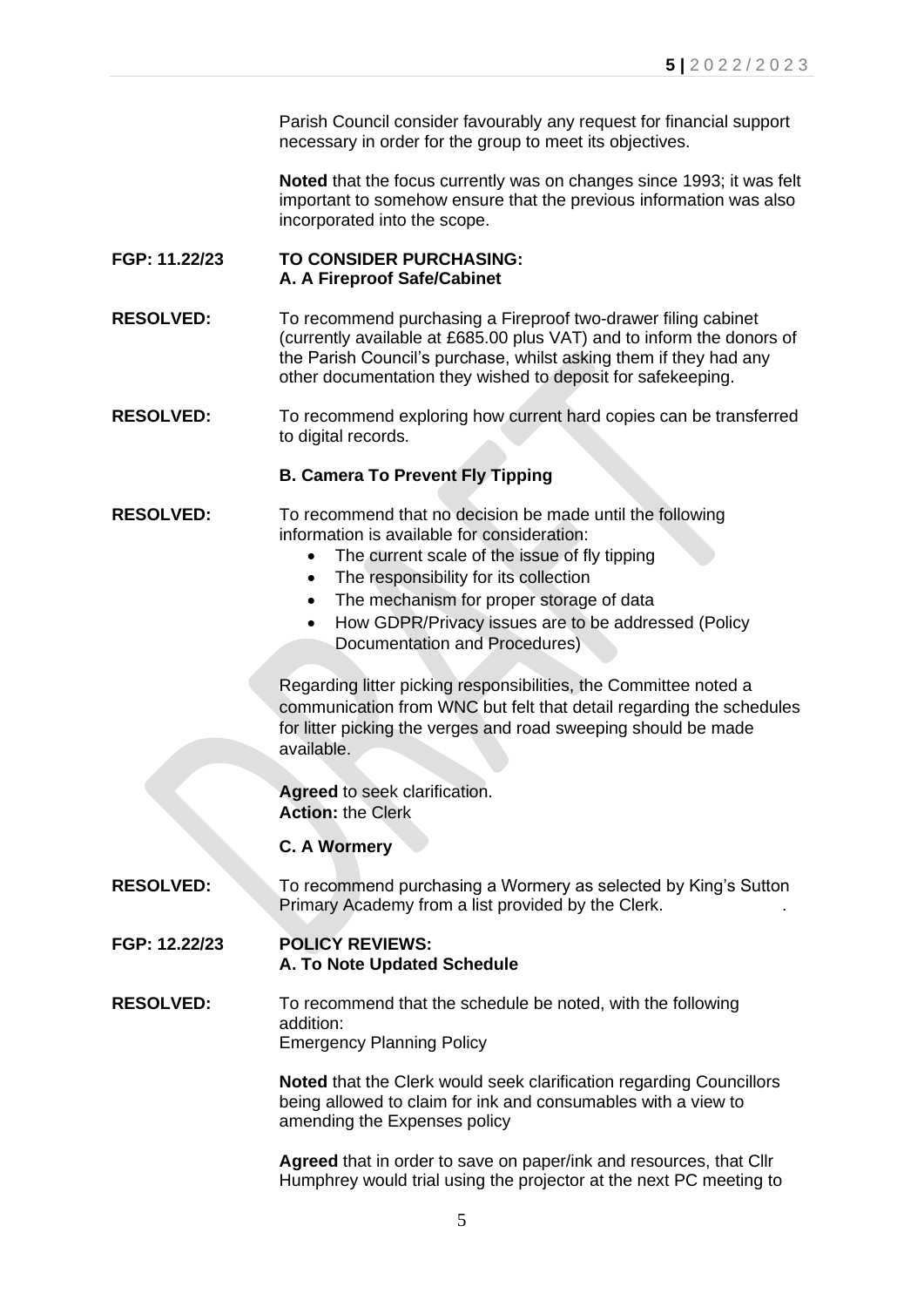Parish Council consider favourably any request for financial support necessary in order for the group to meet its objectives.

**Noted** that the focus currently was on changes since 1993; it was felt important to somehow ensure that the previous information was also incorporated into the scope.

**FGP: 11.22/23** **TO CONSIDER PURCHASING:**
**A. A Fireproof Safe/Cabinet**

**RESOLVED:** To recommend purchasing a Fireproof two-drawer filing cabinet (currently available at £685.00 plus VAT) and to inform the donors of the Parish Council's purchase, whilst asking them if they had any other documentation they wished to deposit for safekeeping.

**RESOLVED:** To recommend exploring how current hard copies can be transferred to digital records.

**B. Camera To Prevent Fly Tipping**

**RESOLVED:** To recommend that no decision be made until the following information is available for consideration:

- The current scale of the issue of fly tipping
- The responsibility for its collection
- The mechanism for proper storage of data
- How GDPR/Privacy issues are to be addressed (Policy Documentation and Procedures)

Regarding litter picking responsibilities, the Committee noted a communication from WNC but felt that detail regarding the schedules for litter picking the verges and road sweeping should be made available.

**Agreed** to seek clarification.
**Action:** the Clerk

**C. A Wormery**

**RESOLVED:** To recommend purchasing a Wormery as selected by King's Sutton Primary Academy from a list provided by the Clerk.

**FGP: 12.22/23** **POLICY REVIEWS:**
**A. To Note Updated Schedule**

**RESOLVED:** To recommend that the schedule be noted, with the following addition:
Emergency Planning Policy

**Noted** that the Clerk would seek clarification regarding Councillors being allowed to claim for ink and consumables with a view to amending the Expenses policy

**Agreed** that in order to save on paper/ink and resources, that Cllr Humphrey would trial using the projector at the next PC meeting to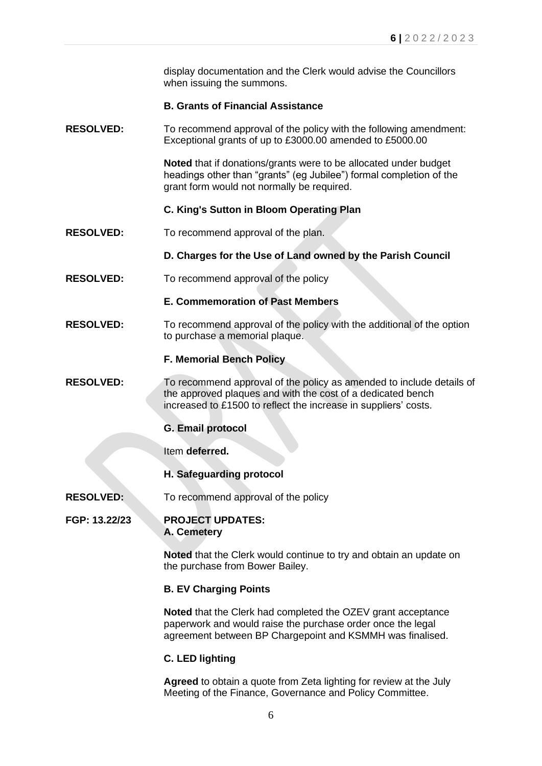display documentation and the Clerk would advise the Councillors when issuing the summons.

**B. Grants of Financial Assistance**

**RESOLVED:** To recommend approval of the policy with the following amendment: Exceptional grants of up to £3000.00 amended to £5000.00

**Noted** that if donations/grants were to be allocated under budget headings other than "grants" (eg Jubilee") formal completion of the grant form would not normally be required.

**C. King's Sutton in Bloom Operating Plan**

**RESOLVED:** To recommend approval of the plan.

**D. Charges for the Use of Land owned by the Parish Council**

**RESOLVED:** To recommend approval of the policy

**E. Commemoration of Past Members**

**RESOLVED:** To recommend approval of the policy with the additional of the option to purchase a memorial plaque.

**F. Memorial Bench Policy**

**RESOLVED:** To recommend approval of the policy as amended to include details of the approved plaques and with the cost of a dedicated bench increased to £1500 to reflect the increase in suppliers' costs.

**G. Email protocol**

Item **deferred.**

**H. Safeguarding protocol**

**RESOLVED:** To recommend approval of the policy

**FGP: 13.22/23** **PROJECT UPDATES:**
**A. Cemetery**

**Noted** that the Clerk would continue to try and obtain an update on the purchase from Bower Bailey.

**B. EV Charging Points**

**Noted** that the Clerk had completed the OZEV grant acceptance paperwork and would raise the purchase order once the legal agreement between BP Chargepoint and KSMMH was finalised.

**C. LED lighting**

**Agreed** to obtain a quote from Zeta lighting for review at the July Meeting of the Finance, Governance and Policy Committee.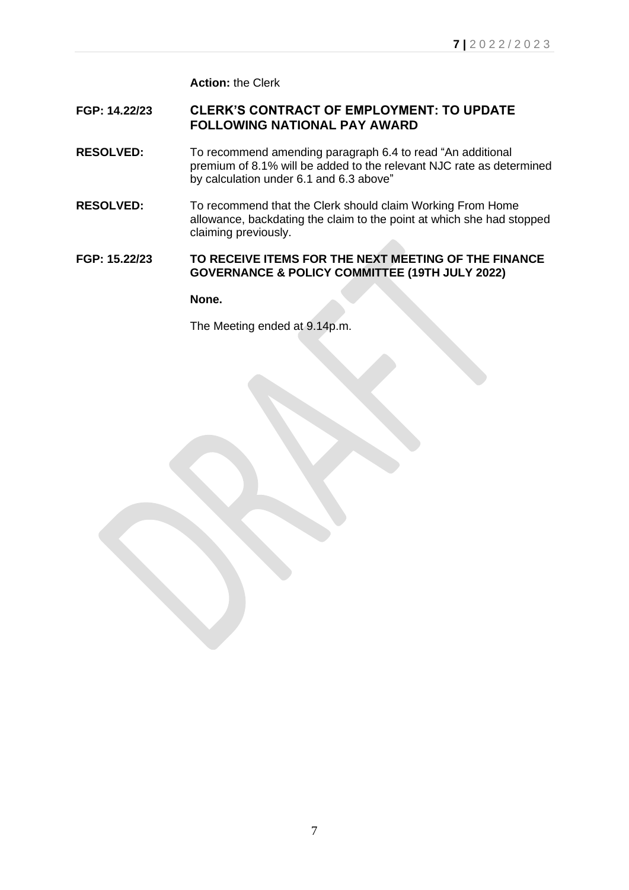**Action:** the Clerk

**FGP: 14.22/23 CLERK'S CONTRACT OF EMPLOYMENT: TO UPDATE FOLLOWING NATIONAL PAY AWARD**

**RESOLVED:** To recommend amending paragraph 6.4 to read "An additional premium of 8.1% will be added to the relevant NJC rate as determined by calculation under 6.1 and 6.3 above"

**RESOLVED:** To recommend that the Clerk should claim Working From Home allowance, backdating the claim to the point at which she had stopped claiming previously.

**FGP: 15.22/23 TO RECEIVE ITEMS FOR THE NEXT MEETING OF THE FINANCE GOVERNANCE & POLICY COMMITTEE (19TH JULY 2022)**

**None.**

The Meeting ended at 9.14p.m.